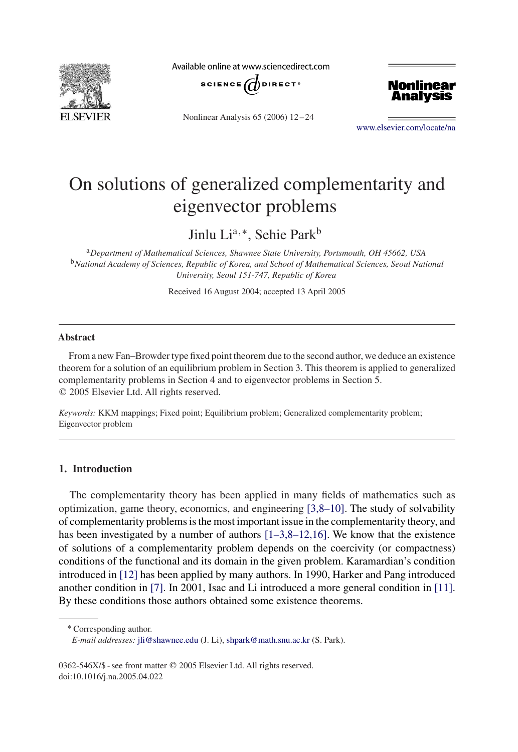# On solutions of generalized complementarity and eigenvector problems

Jinlu Li[a,*], Sehie Park[b]

[a] *Department of Mathematical Sciences, Shawnee State University, Portsmouth, OH 45662, USA*
[b] *National Academy of Sciences, Republic of Korea, and School of Mathematical Sciences, Seoul National University, Seoul 151-747, Republic of Korea*

Received 16 August 2004; accepted 13 April 2005

## Abstract

From a new Fan–Browder type fixed point theorem due to the second author, we deduce an existence theorem for a solution of an equilibrium problem in Section 3. This theorem is applied to generalized complementarity problems in Section 4 and to eigenvector problems in Section 5.
© 2005 Elsevier Ltd. All rights reserved.

*Keywords:* KKM mappings; Fixed point; Equilibrium problem; Generalized complementarity problem; Eigenvector problem

## 1. Introduction

The complementarity theory has been applied in many fields of mathematics such as optimization, game theory, economics, and engineering [3,8–10]. The study of solvability of complementarity problems is the most important issue in the complementarity theory, and has been investigated by a number of authors [1–3,8–12,16]. We know that the existence of solutions of a complementarity problem depends on the coercivity (or compactness) conditions of the functional and its domain in the given problem. Karamardian's condition introduced in [12] has been applied by many authors. In 1990, Harker and Pang introduced another condition in [7]. In 2001, Isac and Li introduced a more general condition in [11]. By these conditions those authors obtained some existence theorems.

---

* Corresponding author.
*E-mail addresses:* jli@shawnee.edu (J. Li), shpark@math.snu.ac.kr (S. Park).

0362-546X/$ - see front matter © 2005 Elsevier Ltd. All rights reserved.
doi:10.1016/j.na.2005.04.022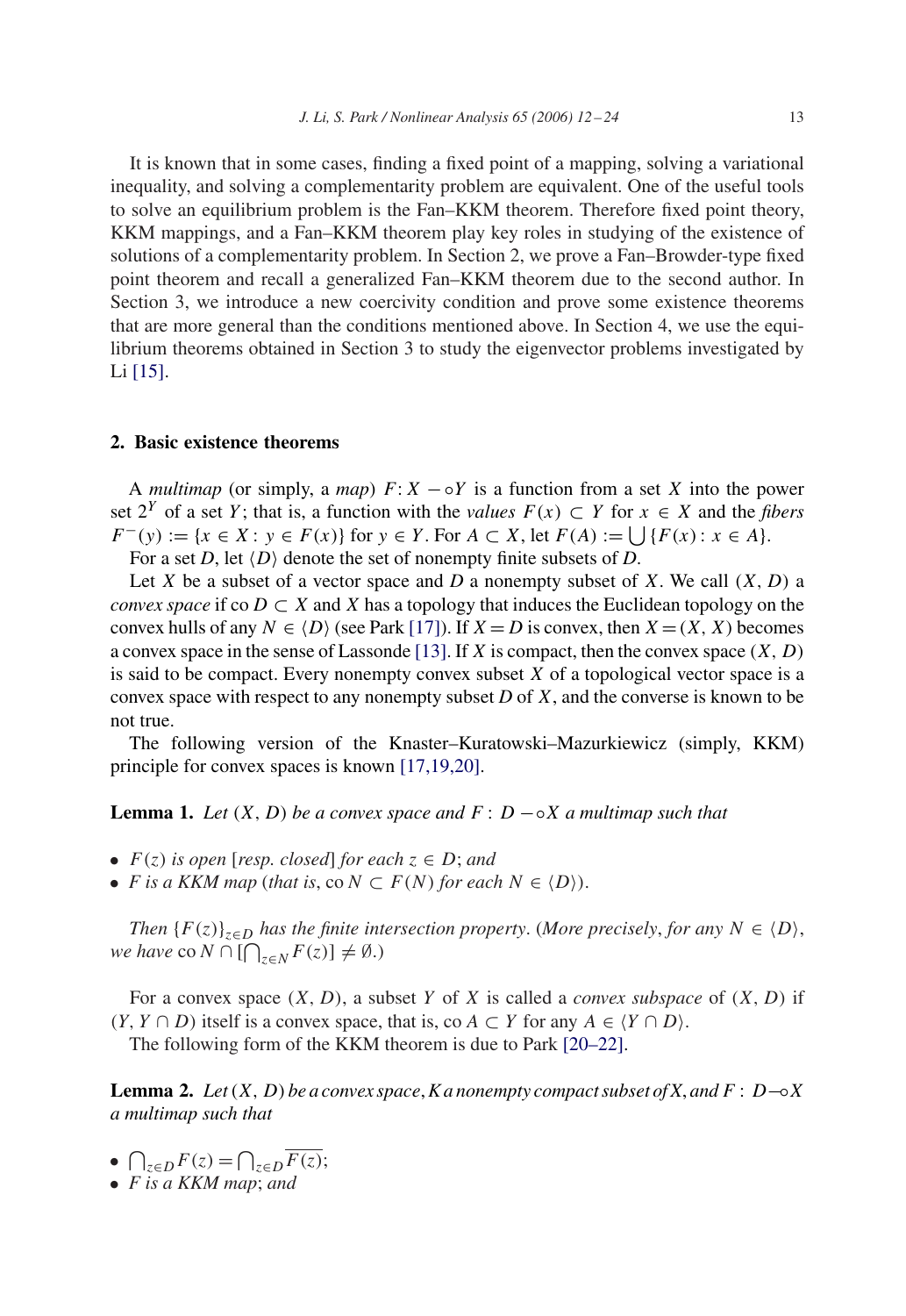It is known that in some cases, finding a fixed point of a mapping, solving a variational inequality, and solving a complementarity problem are equivalent. One of the useful tools to solve an equilibrium problem is the Fan–KKM theorem. Therefore fixed point theory, KKM mappings, and a Fan–KKM theorem play key roles in studying of the existence of solutions of a complementarity problem. In Section 2, we prove a Fan–Browder-type fixed point theorem and recall a generalized Fan–KKM theorem due to the second author. In Section 3, we introduce a new coercivity condition and prove some existence theorems that are more general than the conditions mentioned above. In Section 4, we use the equilibrium theorems obtained in Section 3 to study the eigenvector problems investigated by Li [15].

## 2. Basic existence theorems

A *multimap* (or simply, a *map*) $F\colon X \multimap Y$ is a function from a set $X$ into the power set $2^Y$ of a set $Y$; that is, a function with the *values* $F(x) \subset Y$ for $x \in X$ and the *fibers* $F^{-}(y) := \{x \in X : y \in F(x)\}$ for $y \in Y$. For $A \subset X$, let $F(A) := \bigcup\{F(x) : x \in A\}$.

For a set $D$, let $\langle D\rangle$ denote the set of nonempty finite subsets of $D$.

Let $X$ be a subset of a vector space and $D$ a nonempty subset of $X$. We call $(X, D)$ a *convex space* if $\operatorname{co} D \subset X$ and $X$ has a topology that induces the Euclidean topology on the convex hulls of any $N \in \langle D\rangle$ (see Park [17]). If $X = D$ is convex, then $X = (X, X)$ becomes a convex space in the sense of Lassonde [13]. If $X$ is compact, then the convex space $(X, D)$ is said to be compact. Every nonempty convex subset $X$ of a topological vector space is a convex space with respect to any nonempty subset $D$ of $X$, and the converse is known to be not true.

The following version of the Knaster–Kuratowski–Mazurkiewicz (simply, KKM) principle for convex spaces is known [17,19,20].

**Lemma 1.** *Let $(X, D)$ be a convex space and $F : D \multimap X$ a multimap such that*

- *$F(z)$ is open [resp. closed] for each $z \in D$; and*
- *$F$ is a KKM map (that is, $\operatorname{co} N \subset F(N)$ for each $N \in \langle D\rangle$).*

*Then $\{F(z)\}_{z\in D}$ has the finite intersection property. (More precisely, for any $N \in \langle D\rangle$, we have $\operatorname{co} N \cap [\bigcap_{z\in N} F(z)] \neq \emptyset$.)*

For a convex space $(X, D)$, a subset $Y$ of $X$ is called a *convex subspace* of $(X, D)$ if $(Y, Y \cap D)$ itself is a convex space, that is, $\operatorname{co} A \subset Y$ for any $A \in \langle Y \cap D\rangle$.

The following form of the KKM theorem is due to Park [20–22].

**Lemma 2.** *Let $(X, D)$ be a convex space, $K$ a nonempty compact subset of $X$, and $F : D \multimap X$ a multimap such that*

- $\bigcap_{z\in D} F(z) = \bigcap_{z\in D} \overline{F(z)}$;
- *$F$ is a KKM map; and*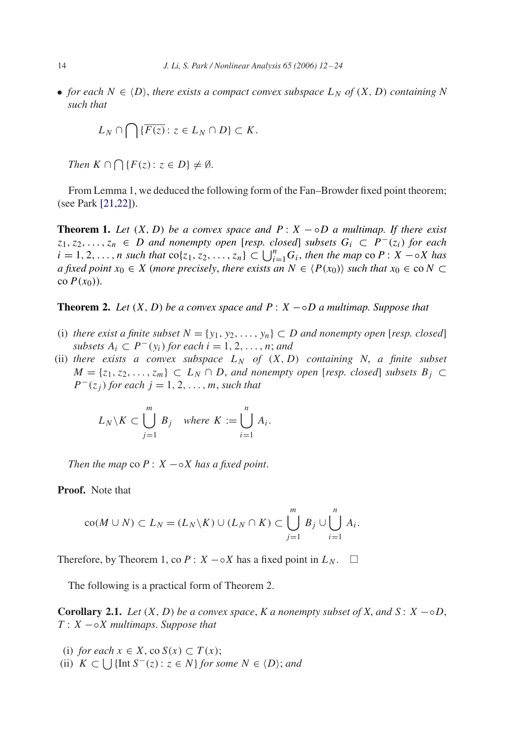- *for each $N \in \langle D \rangle$, there exists a compact convex subspace $L_N$ of $(X, D)$ containing $N$ such that*

$$L_N \cap \bigcap \{\overline{F(z)} : z \in L_N \cap D\} \subset K.$$

*Then $K \cap \bigcap \{F(z) : z \in D\} \neq \emptyset$.*

From Lemma 1, we deduced the following form of the Fan–Browder fixed point theorem; (see Park [21,22]).

**Theorem 1.** *Let $(X, D)$ be a convex space and $P : X -\circ D$ a multimap. If there exist $z_1, z_2, \ldots, z_n \in D$ and nonempty open [resp. closed] subsets $G_i \subset P^-(z_i)$ for each $i = 1, 2, \ldots, n$ such that $\text{co}\{z_1, z_2, \ldots, z_n\} \subset \bigcup_{i=1}^n G_i$, then the map $\text{co}\, P : X -\circ X$ has a fixed point $x_0 \in X$ (more precisely, there exists an $N \in \langle P(x_0) \rangle$ such that $x_0 \in \text{co}\, N \subset \text{co}\, P(x_0)$).*

**Theorem 2.** *Let $(X, D)$ be a convex space and $P : X -\circ D$ a multimap. Suppose that*

(i) *there exist a finite subset $N = \{y_1, y_2, \ldots, y_n\} \subset D$ and nonempty open [resp. closed] subsets $A_i \subset P^-(y_i)$ for each $i = 1, 2, \ldots, n$; and*
(ii) *there exists a convex subspace $L_N$ of $(X, D)$ containing $N$, a finite subset $M = \{z_1, z_2, \ldots, z_m\} \subset L_N \cap D$, and nonempty open [resp. closed] subsets $B_j \subset P^-(z_j)$ for each $j = 1, 2, \ldots, m$, such that*

$$L_N \backslash K \subset \bigcup_{j=1}^m B_j \quad \text{where } K := \bigcup_{i=1}^n A_i.$$

*Then the map $\text{co}\, P : X -\circ X$ has a fixed point.*

**Proof.** Note that

$$\text{co}(M \cup N) \subset L_N = (L_N \backslash K) \cup (L_N \cap K) \subset \bigcup_{j=1}^m B_j \cup \bigcup_{i=1}^n A_i.$$

Therefore, by Theorem 1, $\text{co}\, P : X -\circ X$ has a fixed point in $L_N$. $\square$

The following is a practical form of Theorem 2.

**Corollary 2.1.** *Let $(X, D)$ be a convex space, $K$ a nonempty subset of $X$, and $S : X -\circ D$, $T : X -\circ X$ multimaps. Suppose that*

(i) *for each $x \in X$, $\text{co}\, S(x) \subset T(x)$;*
(ii) *$K \subset \bigcup \{\text{Int}\, S^-(z) : z \in N\}$ for some $N \in \langle D \rangle$; and*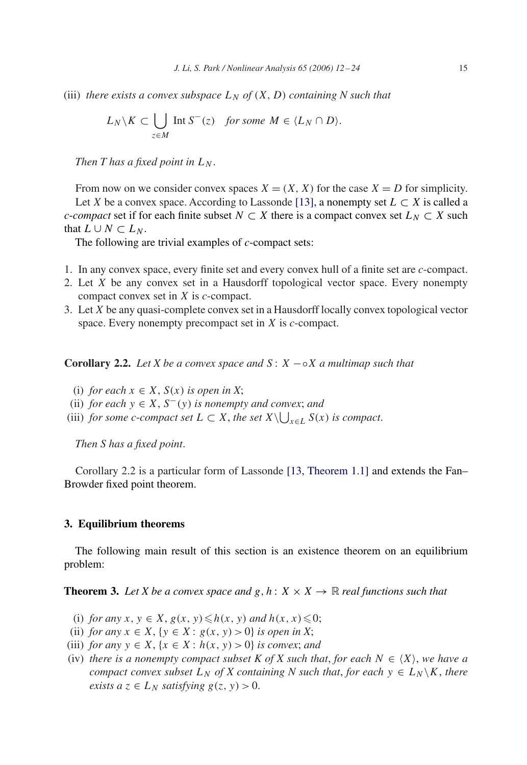(iii) *there exists a convex subspace $L_N$ of $(X, D)$ containing $N$ such that*

$$L_N \backslash K \subset \bigcup_{z \in M} \operatorname{Int} S^-(z) \quad \text{for some } M \in \langle L_N \cap D \rangle.$$

*Then $T$ has a fixed point in $L_N$.*

From now on we consider convex spaces $X = (X, X)$ for the case $X = D$ for simplicity.

Let $X$ be a convex space. According to Lassonde [13], a nonempty set $L \subset X$ is called a *c-compact* set if for each finite subset $N \subset X$ there is a compact convex set $L_N \subset X$ such that $L \cup N \subset L_N$.

The following are trivial examples of *c*-compact sets:

1. In any convex space, every finite set and every convex hull of a finite set are *c*-compact.
2. Let $X$ be any convex set in a Hausdorff topological vector space. Every nonempty compact convex set in $X$ is *c*-compact.
3. Let $X$ be any quasi-complete convex set in a Hausdorff locally convex topological vector space. Every nonempty precompact set in $X$ is *c*-compact.

**Corollary 2.2.** *Let $X$ be a convex space and $S : X \multimap X$ a multimap such that*

(i) *for each $x \in X$, $S(x)$ is open in $X$;*
(ii) *for each $y \in X$, $S^-(y)$ is nonempty and convex; and*
(iii) *for some c-compact set $L \subset X$, the set $X \backslash \bigcup_{x \in L} S(x)$ is compact.*

*Then $S$ has a fixed point.*

Corollary 2.2 is a particular form of Lassonde [13, Theorem 1.1] and extends the Fan–Browder fixed point theorem.

## 3. Equilibrium theorems

The following main result of this section is an existence theorem on an equilibrium problem:

**Theorem 3.** *Let $X$ be a convex space and $g, h : X \times X \to \mathbb{R}$ real functions such that*

(i) *for any $x, y \in X$, $g(x, y) \leqslant h(x, y)$ and $h(x, x) \leqslant 0$;*
(ii) *for any $x \in X$, $\{y \in X : g(x, y) > 0\}$ is open in $X$;*
(iii) *for any $y \in X$, $\{x \in X : h(x, y) > 0\}$ is convex; and*
(iv) *there is a nonempty compact subset $K$ of $X$ such that, for each $N \in \langle X \rangle$, we have a compact convex subset $L_N$ of $X$ containing $N$ such that, for each $y \in L_N \backslash K$, there exists a $z \in L_N$ satisfying $g(z, y) > 0$.*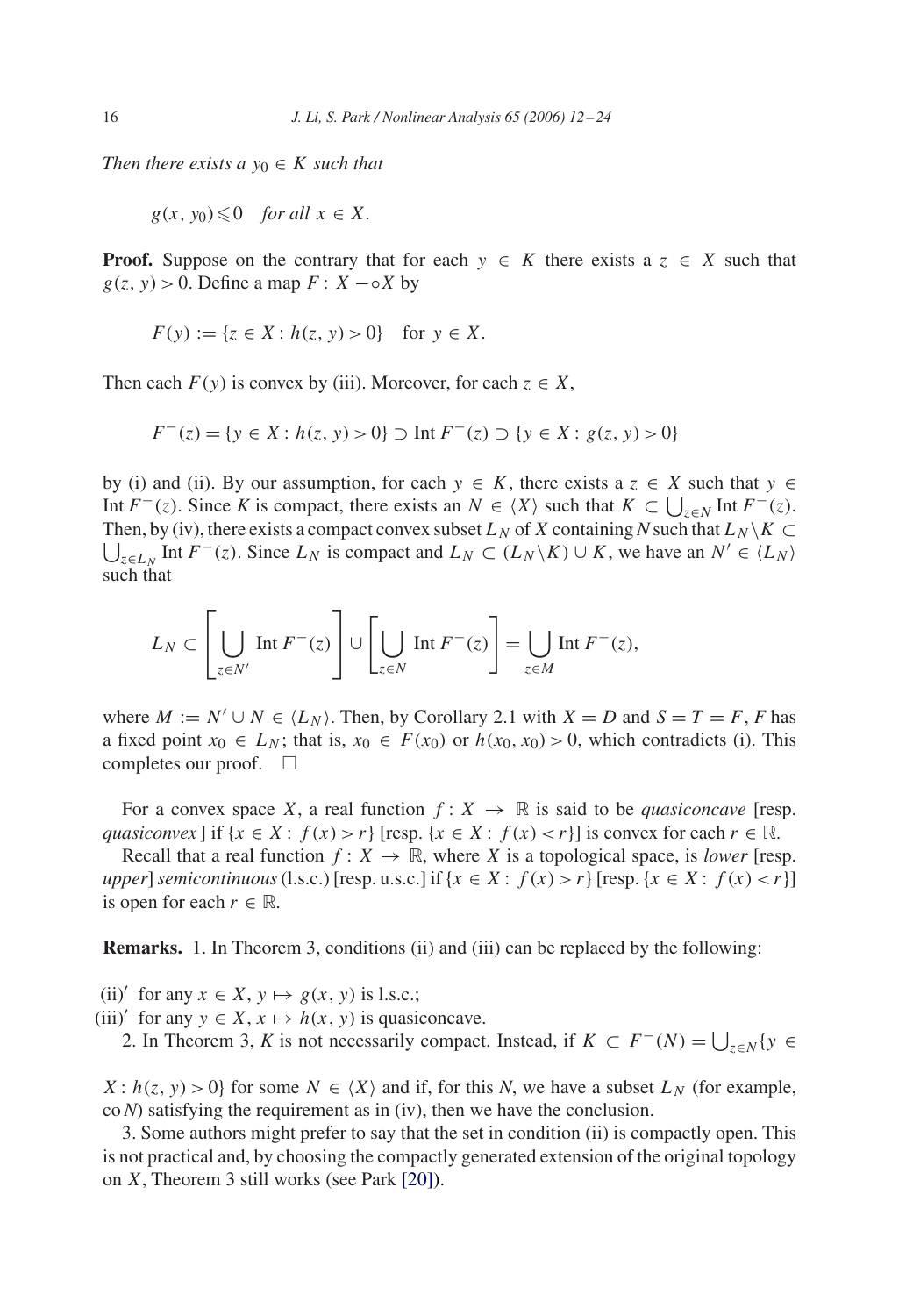*Then there exists a $y_0 \in K$ such that*

$$g(x, y_0) \leqslant 0 \quad \textit{for all } x \in X.$$

**Proof.** Suppose on the contrary that for each $y \in K$ there exists a $z \in X$ such that $g(z, y) > 0$. Define a map $F : X \multimap X$ by

$$F(y) := \{z \in X : h(z, y) > 0\} \quad \text{for } y \in X.$$

Then each $F(y)$ is convex by (iii). Moreover, for each $z \in X$,

$$F^{-}(z) = \{y \in X : h(z, y) > 0\} \supset \operatorname{Int} F^{-}(z) \supset \{y \in X : g(z, y) > 0\}$$

by (i) and (ii). By our assumption, for each $y \in K$, there exists a $z \in X$ such that $y \in \operatorname{Int} F^{-}(z)$. Since $K$ is compact, there exists an $N \in \langle X \rangle$ such that $K \subset \bigcup_{z \in N} \operatorname{Int} F^{-}(z)$. Then, by (iv), there exists a compact convex subset $L_N$ of $X$ containing $N$ such that $L_N \backslash K \subset \bigcup_{z \in L_N} \operatorname{Int} F^{-}(z)$. Since $L_N$ is compact and $L_N \subset (L_N \backslash K) \cup K$, we have an $N' \in \langle L_N \rangle$ such that

$$L_N \subset \left[ \bigcup_{z \in N'} \operatorname{Int} F^{-}(z) \right] \cup \left[ \bigcup_{z \in N} \operatorname{Int} F^{-}(z) \right] = \bigcup_{z \in M} \operatorname{Int} F^{-}(z),$$

where $M := N' \cup N \in \langle L_N \rangle$. Then, by Corollary 2.1 with $X = D$ and $S = T = F$, $F$ has a fixed point $x_0 \in L_N$; that is, $x_0 \in F(x_0)$ or $h(x_0, x_0) > 0$, which contradicts (i). This completes our proof. $\square$

For a convex space $X$, a real function $f : X \to \mathbb{R}$ is said to be *quasiconcave* [resp. *quasiconvex*] if $\{x \in X : f(x) > r\}$ [resp. $\{x \in X : f(x) < r\}$] is convex for each $r \in \mathbb{R}$.

Recall that a real function $f : X \to \mathbb{R}$, where $X$ is a topological space, is *lower* [resp. *upper*] *semicontinuous* (l.s.c.) [resp. u.s.c.] if $\{x \in X : f(x) > r\}$ [resp. $\{x \in X : f(x) < r\}$] is open for each $r \in \mathbb{R}$.

**Remarks.** 1. In Theorem 3, conditions (ii) and (iii) can be replaced by the following:

(ii)$'$ for any $x \in X$, $y \mapsto g(x, y)$ is l.s.c.;
(iii)$'$ for any $y \in X$, $x \mapsto h(x, y)$ is quasiconcave.

2. In Theorem 3, $K$ is not necessarily compact. Instead, if $K \subset F^{-}(N) = \bigcup_{z \in N} \{y \in X : h(z, y) > 0\}$ for some $N \in \langle X \rangle$ and if, for this $N$, we have a subset $L_N$ (for example, $\operatorname{co} N$) satisfying the requirement as in (iv), then we have the conclusion.

3. Some authors might prefer to say that the set in condition (ii) is compactly open. This is not practical and, by choosing the compactly generated extension of the original topology on $X$, Theorem 3 still works (see Park [20]).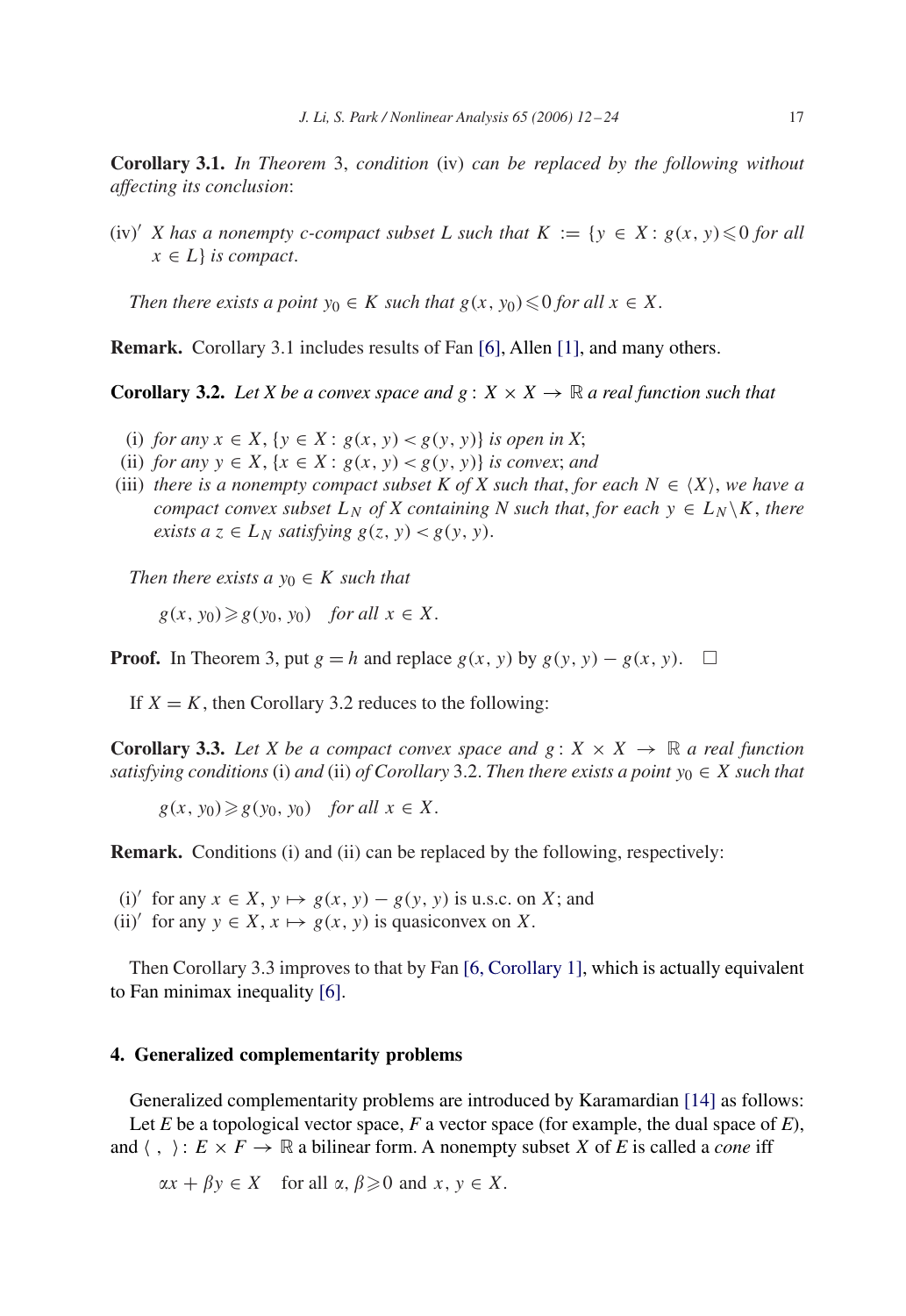**Corollary 3.1.** *In Theorem* 3, *condition* (iv) *can be replaced by the following without affecting its conclusion*:

(iv)′ *X has a nonempty c-compact subset L such that* $K := \{y \in X : g(x, y) \leqslant 0$ *for all* $x \in L\}$ *is compact.*

*Then there exists a point* $y_0 \in K$ *such that* $g(x, y_0) \leqslant 0$ *for all* $x \in X$.

**Remark.** Corollary 3.1 includes results of Fan [6], Allen [1], and many others.

**Corollary 3.2.** *Let X be a convex space and* $g : X \times X \to \mathbb{R}$ *a real function such that*

(i) *for any* $x \in X$, $\{y \in X : g(x, y) < g(y, y)\}$ *is open in X*;
(ii) *for any* $y \in X$, $\{x \in X : g(x, y) < g(y, y)\}$ *is convex*; *and*
(iii) *there is a nonempty compact subset K of X such that*, *for each* $N \in \langle X\rangle$, *we have a compact convex subset* $L_N$ *of X containing N such that*, *for each* $y \in L_N \backslash K$, *there exists a* $z \in L_N$ *satisfying* $g(z, y) < g(y, y)$.

*Then there exists a* $y_0 \in K$ *such that*

$$g(x, y_0) \geqslant g(y_0, y_0) \quad \textit{for all } x \in X.$$

**Proof.** In Theorem 3, put $g = h$ and replace $g(x, y)$ by $g(y, y) - g(x, y)$. □

If $X = K$, then Corollary 3.2 reduces to the following:

**Corollary 3.3.** *Let X be a compact convex space and* $g : X \times X \to \mathbb{R}$ *a real function satisfying conditions* (i) *and* (ii) *of Corollary* 3.2. *Then there exists a point* $y_0 \in X$ *such that*

$$g(x, y_0) \geqslant g(y_0, y_0) \quad \textit{for all } x \in X.$$

**Remark.** Conditions (i) and (ii) can be replaced by the following, respectively:

(i)′ for any $x \in X$, $y \mapsto g(x, y) - g(y, y)$ is u.s.c. on $X$; and
(ii)′ for any $y \in X$, $x \mapsto g(x, y)$ is quasiconvex on $X$.

Then Corollary 3.3 improves to that by Fan [6, Corollary 1], which is actually equivalent to Fan minimax inequality [6].

## 4. Generalized complementarity problems

Generalized complementarity problems are introduced by Karamardian [14] as follows: Let *E* be a topological vector space, *F* a vector space (for example, the dual space of *E*), and $\langle\ ,\ \rangle : E \times F \to \mathbb{R}$ a bilinear form. A nonempty subset *X* of *E* is called a *cone* iff

$$\alpha x + \beta y \in X \quad \text{for all } \alpha, \beta \geqslant 0 \text{ and } x, y \in X.$$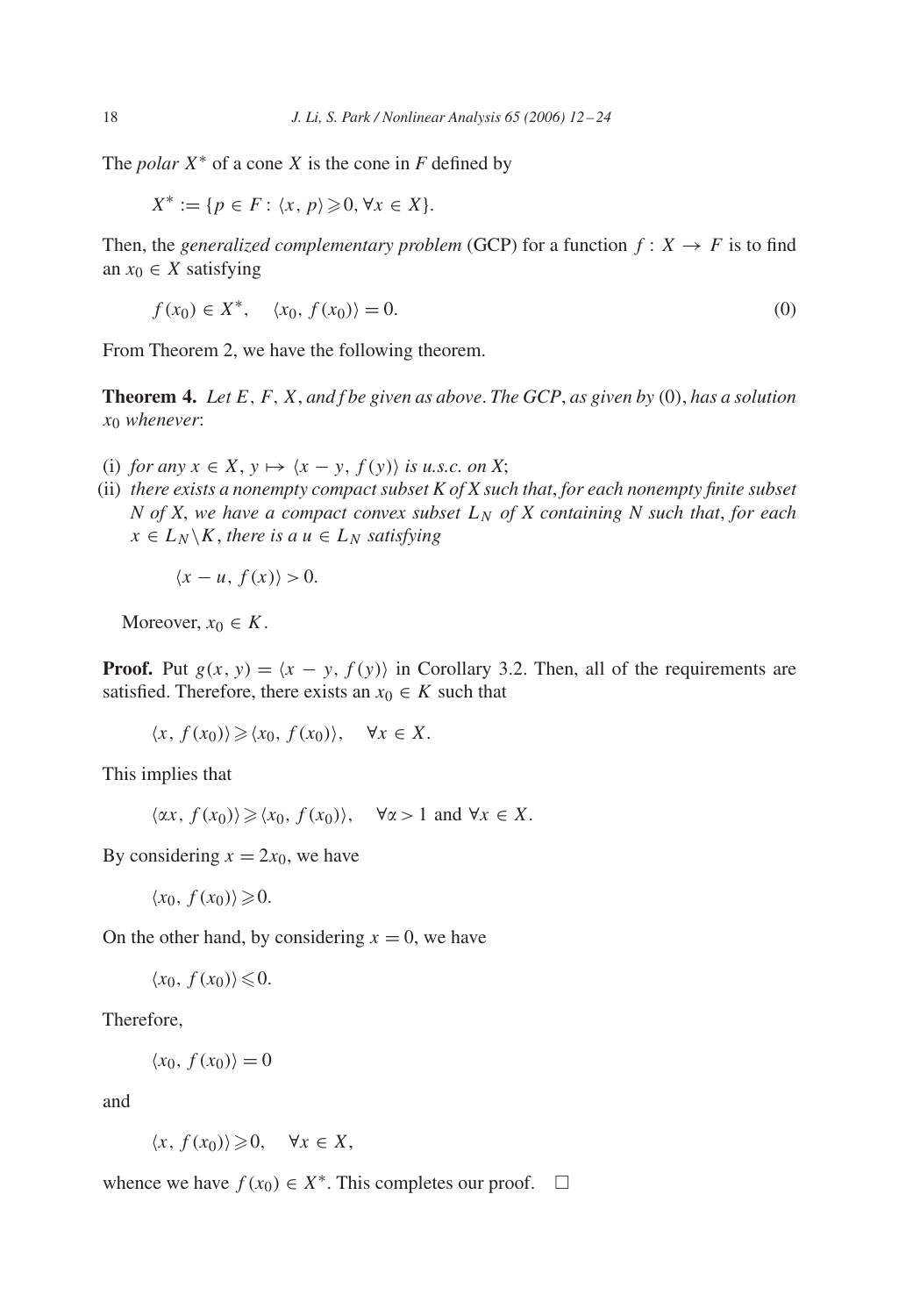The *polar* $X^*$ of a cone $X$ is the cone in $F$ defined by

$$X^* := \{p \in F : \langle x, p \rangle \geqslant 0, \forall x \in X\}.$$

Then, the *generalized complementary problem* (GCP) for a function $f : X \to F$ is to find an $x_0 \in X$ satisfying

$$f(x_0) \in X^*, \quad \langle x_0, f(x_0) \rangle = 0. \tag{0}$$

From Theorem 2, we have the following theorem.

**Theorem 4.** *Let $E$, $F$, $X$, and $f$ be given as above. The GCP, as given by* (0), *has a solution $x_0$ whenever*:

(i) *for any $x \in X$, $y \mapsto \langle x - y, f(y) \rangle$ is u.s.c. on $X$;*

(ii) *there exists a nonempty compact subset $K$ of $X$ such that, for each nonempty finite subset $N$ of $X$, we have a compact convex subset $L_N$ of $X$ containing $N$ such that, for each $x \in L_N \backslash K$, there is a $u \in L_N$ satisfying*

$$\langle x - u, f(x) \rangle > 0.$$

Moreover, $x_0 \in K$.

**Proof.** Put $g(x, y) = \langle x - y, f(y) \rangle$ in Corollary 3.2. Then, all of the requirements are satisfied. Therefore, there exists an $x_0 \in K$ such that

$$\langle x, f(x_0) \rangle \geqslant \langle x_0, f(x_0) \rangle, \quad \forall x \in X.$$

This implies that

$$\langle \alpha x, f(x_0) \rangle \geqslant \langle x_0, f(x_0) \rangle, \quad \forall \alpha > 1 \text{ and } \forall x \in X.$$

By considering $x = 2x_0$, we have

$$\langle x_0, f(x_0) \rangle \geqslant 0.$$

On the other hand, by considering $x = 0$, we have

$$\langle x_0, f(x_0) \rangle \leqslant 0.$$

Therefore,

$$\langle x_0, f(x_0) \rangle = 0$$

and

$$\langle x, f(x_0) \rangle \geqslant 0, \quad \forall x \in X,$$

whence we have $f(x_0) \in X^*$. This completes our proof. □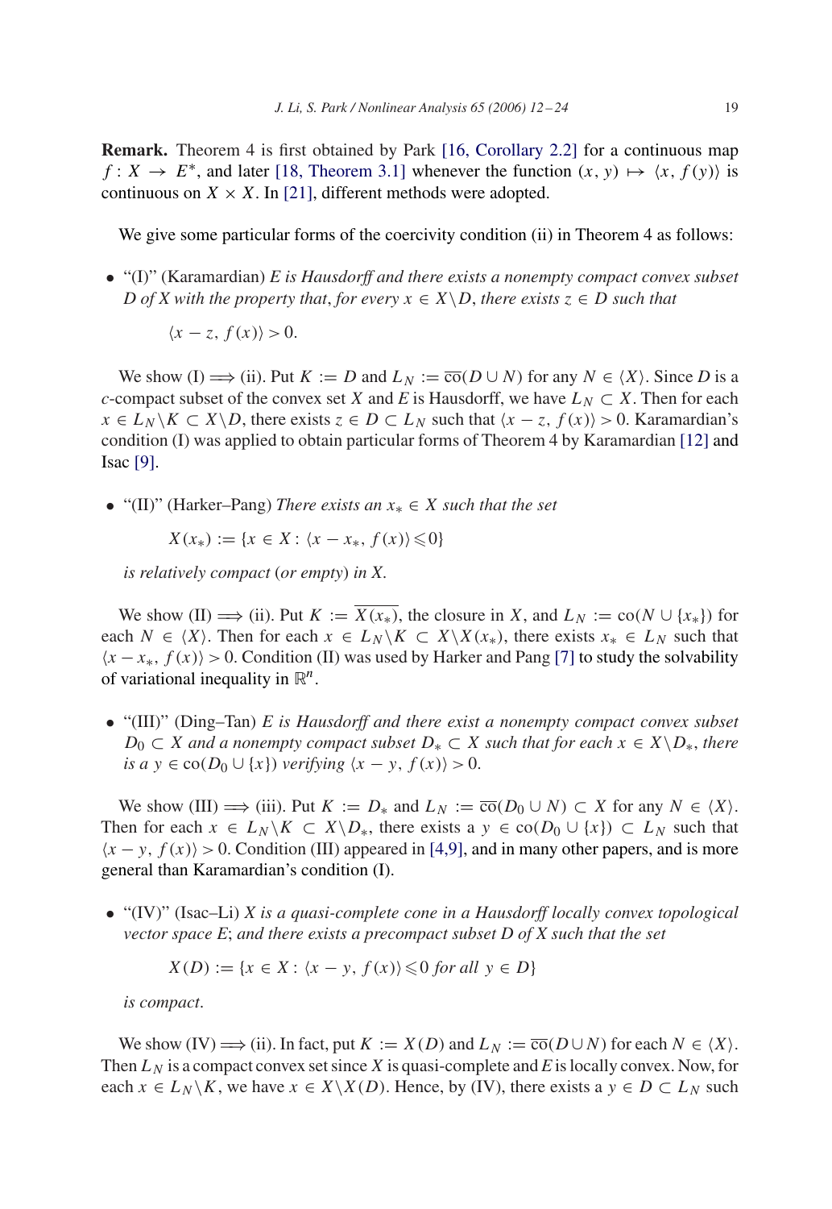**Remark.** Theorem 4 is first obtained by Park [16, Corollary 2.2] for a continuous map $f : X \to E^*$, and later [18, Theorem 3.1] whenever the function $(x, y) \mapsto \langle x, f(y)\rangle$ is continuous on $X \times X$. In [21], different methods were adopted.

We give some particular forms of the coercivity condition (ii) in Theorem 4 as follows:

- "(I)" (Karamardian) *$E$ is Hausdorff and there exists a nonempty compact convex subset $D$ of $X$ with the property that, for every $x \in X\backslash D$, there exists $z \in D$ such that*

  $$\langle x - z, f(x)\rangle > 0.$$

We show (I) $\Longrightarrow$ (ii). Put $K := D$ and $L_N := \overline{\text{co}}(D \cup N)$ for any $N \in \langle X\rangle$. Since $D$ is a $c$-compact subset of the convex set $X$ and $E$ is Hausdorff, we have $L_N \subset X$. Then for each $x \in L_N\backslash K \subset X\backslash D$, there exists $z \in D \subset L_N$ such that $\langle x - z, f(x)\rangle > 0$. Karamardian's condition (I) was applied to obtain particular forms of Theorem 4 by Karamardian [12] and Isac [9].

- "(II)" (Harker–Pang) *There exists an $x_* \in X$ such that the set*

  $$X(x_*) := \{x \in X : \langle x - x_*, f(x)\rangle \leqslant 0\}$$

  *is relatively compact (or empty) in $X$.*

We show (II) $\Longrightarrow$ (ii). Put $K := \overline{X(x_*)}$, the closure in $X$, and $L_N := \text{co}(N \cup \{x_*\})$ for each $N \in \langle X\rangle$. Then for each $x \in L_N\backslash K \subset X\backslash X(x_*)$, there exists $x_* \in L_N$ such that $\langle x - x_*, f(x)\rangle > 0$. Condition (II) was used by Harker and Pang [7] to study the solvability of variational inequality in $\mathbb{R}^n$.

- "(III)" (Ding–Tan) *$E$ is Hausdorff and there exist a nonempty compact convex subset $D_0 \subset X$ and a nonempty compact subset $D_* \subset X$ such that for each $x \in X\backslash D_*$, there is a $y \in \text{co}(D_0 \cup \{x\})$ verifying $\langle x - y, f(x)\rangle > 0$.*

We show (III) $\Longrightarrow$ (iii). Put $K := D_*$ and $L_N := \overline{\text{co}}(D_0 \cup N) \subset X$ for any $N \in \langle X\rangle$. Then for each $x \in L_N\backslash K \subset X\backslash D_*$, there exists a $y \in \text{co}(D_0 \cup \{x\}) \subset L_N$ such that $\langle x - y, f(x)\rangle > 0$. Condition (III) appeared in [4,9], and in many other papers, and is more general than Karamardian's condition (I).

- "(IV)" (Isac–Li) *$X$ is a quasi-complete cone in a Hausdorff locally convex topological vector space $E$; and there exists a precompact subset $D$ of $X$ such that the set*

  $$X(D) := \{x \in X : \langle x - y, f(x)\rangle \leqslant 0 \text{ for all } y \in D\}$$

  *is compact.*

We show (IV) $\Longrightarrow$ (ii). In fact, put $K := X(D)$ and $L_N := \overline{\text{co}}(D \cup N)$ for each $N \in \langle X\rangle$. Then $L_N$ is a compact convex set since $X$ is quasi-complete and $E$ is locally convex. Now, for each $x \in L_N\backslash K$, we have $x \in X\backslash X(D)$. Hence, by (IV), there exists a $y \in D \subset L_N$ such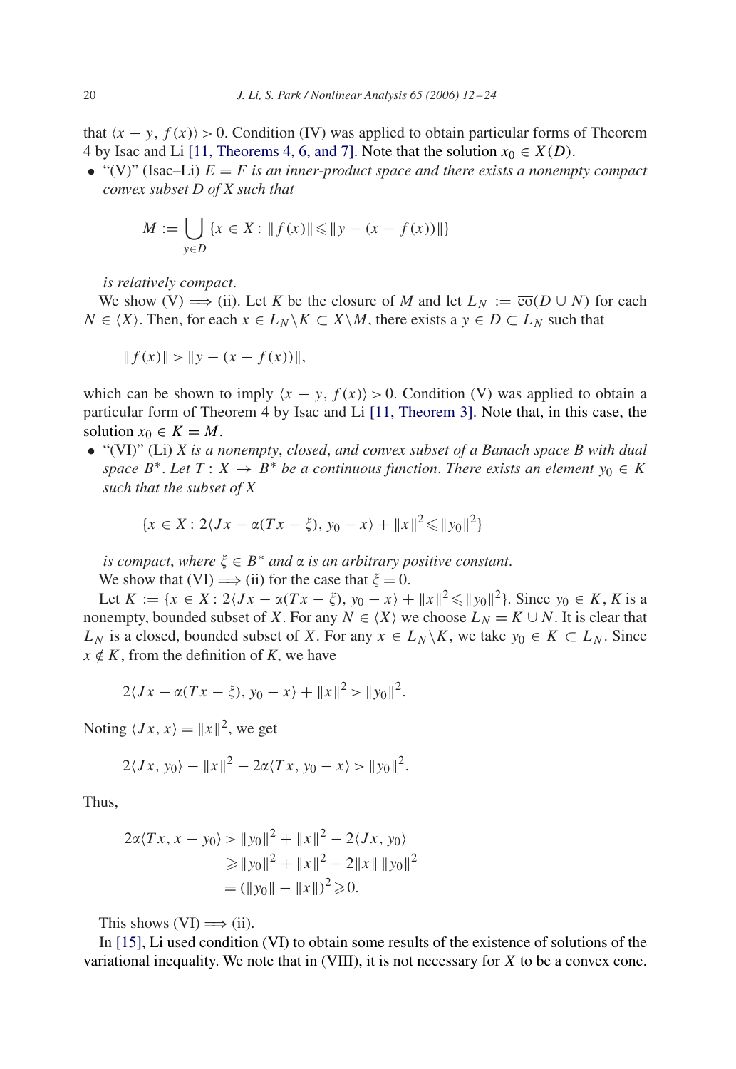that $\langle x - y, f(x)\rangle > 0$. Condition (IV) was applied to obtain particular forms of Theorem 4 by Isac and Li [11, Theorems 4, 6, and 7]. Note that the solution $x_0 \in X(D)$.

- "(V)" (Isac–Li) *$E = F$ is an inner-product space and there exists a nonempty compact convex subset D of X such that*

$$M := \bigcup_{y \in D} \{x \in X : \|f(x)\| \leqslant \|y - (x - f(x))\|\}$$

*is relatively compact.*

We show (V) $\Longrightarrow$ (ii). Let $K$ be the closure of $M$ and let $L_N := \overline{\text{co}}(D \cup N)$ for each $N \in \langle X\rangle$. Then, for each $x \in L_N \backslash K \subset X \backslash M$, there exists a $y \in D \subset L_N$ such that

$$\|f(x)\| > \|y - (x - f(x))\|,$$

which can be shown to imply $\langle x - y, f(x)\rangle > 0$. Condition (V) was applied to obtain a particular form of Theorem 4 by Isac and Li [11, Theorem 3]. Note that, in this case, the solution $x_0 \in K = \overline{M}$.

- "(VI)" (Li) *X is a nonempty, closed, and convex subset of a Banach space B with dual space $B^*$. Let $T : X \to B^*$ be a continuous function. There exists an element $y_0 \in K$ such that the subset of X*

$$\{x \in X : 2\langle Jx - \alpha(Tx - \xi), y_0 - x\rangle + \|x\|^2 \leqslant \|y_0\|^2\}$$

*is compact, where $\xi \in B^*$ and $\alpha$ is an arbitrary positive constant.*

We show that (VI) $\Longrightarrow$ (ii) for the case that $\xi = 0$.

Let $K := \{x \in X : 2\langle Jx - \alpha(Tx - \xi), y_0 - x\rangle + \|x\|^2 \leqslant \|y_0\|^2\}$. Since $y_0 \in K$, $K$ is a nonempty, bounded subset of $X$. For any $N \in \langle X\rangle$ we choose $L_N = K \cup N$. It is clear that $L_N$ is a closed, bounded subset of $X$. For any $x \in L_N \backslash K$, we take $y_0 \in K \subset L_N$. Since $x \notin K$, from the definition of $K$, we have

$$2\langle Jx - \alpha(Tx - \xi), y_0 - x\rangle + \|x\|^2 > \|y_0\|^2.$$

Noting $\langle Jx, x\rangle = \|x\|^2$, we get

$$2\langle Jx, y_0\rangle - \|x\|^2 - 2\alpha\langle Tx, y_0 - x\rangle > \|y_0\|^2.$$

Thus,

$$\begin{aligned} 2\alpha\langle Tx, x - y_0\rangle &> \|y_0\|^2 + \|x\|^2 - 2\langle Jx, y_0\rangle \\ &\geqslant \|y_0\|^2 + \|x\|^2 - 2\|x\|\,\|y_0\|^2 \\ &= (\|y_0\| - \|x\|)^2 \geqslant 0. \end{aligned}$$

This shows (VI) $\Longrightarrow$ (ii).

In [15], Li used condition (VI) to obtain some results of the existence of solutions of the variational inequality. We note that in (VIII), it is not necessary for $X$ to be a convex cone.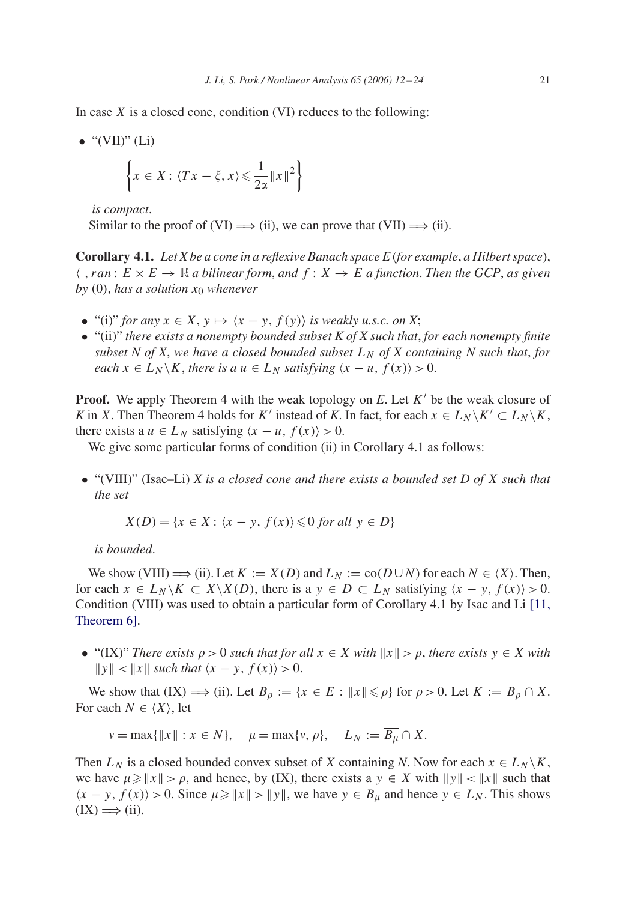In case $X$ is a closed cone, condition (VI) reduces to the following:

- "(VII)" (Li)

$$\left\{ x \in X : \langle Tx - \xi, x \rangle \leqslant \frac{1}{2\alpha} \|x\|^2 \right\}$$

*is compact*.

Similar to the proof of (VI) $\Longrightarrow$ (ii), we can prove that (VII) $\Longrightarrow$ (ii).

**Corollary 4.1.** *Let $X$ be a cone in a reflexive Banach space $E$ (for example, a Hilbert space), $\langle\ , ran : E \times E \to \mathbb{R}$ a bilinear form, and $f : X \to E$ a function. Then the GCP, as given by (0), has a solution $x_0$ whenever*

- "(i)" *for any $x \in X$, $y \mapsto \langle x - y, f(y) \rangle$ is weakly u.s.c. on $X$;*
- "(ii)" *there exists a nonempty bounded subset $K$ of $X$ such that, for each nonempty finite subset $N$ of $X$, we have a closed bounded subset $L_N$ of $X$ containing $N$ such that, for each $x \in L_N \backslash K$, there is a $u \in L_N$ satisfying $\langle x - u, f(x) \rangle > 0$.*

**Proof.** We apply Theorem 4 with the weak topology on $E$. Let $K'$ be the weak closure of $K$ in $X$. Then Theorem 4 holds for $K'$ instead of $K$. In fact, for each $x \in L_N \backslash K' \subset L_N \backslash K$, there exists a $u \in L_N$ satisfying $\langle x - u, f(x) \rangle > 0$.

We give some particular forms of condition (ii) in Corollary 4.1 as follows:

- "(VIII)" (Isac–Li) *$X$ is a closed cone and there exists a bounded set $D$ of $X$ such that the set*

$$X(D) = \{x \in X : \langle x - y, f(x) \rangle \leqslant 0 \text{ for all } y \in D\}$$

*is bounded*.

We show (VIII) $\Longrightarrow$ (ii). Let $K := X(D)$ and $L_N := \overline{\text{co}}(D \cup N)$ for each $N \in \langle X \rangle$. Then, for each $x \in L_N \backslash K \subset X \backslash X(D)$, there is a $y \in D \subset L_N$ satisfying $\langle x - y, f(x) \rangle > 0$. Condition (VIII) was used to obtain a particular form of Corollary 4.1 by Isac and Li [11, Theorem 6].

- "(IX)" *There exists $\rho > 0$ such that for all $x \in X$ with $\|x\| > \rho$, there exists $y \in X$ with $\|y\| < \|x\|$ such that $\langle x - y, f(x) \rangle > 0$.*

We show that (IX) $\Longrightarrow$ (ii). Let $\overline{B_\rho} := \{x \in E : \|x\| \leqslant \rho\}$ for $\rho > 0$. Let $K := \overline{B_\rho} \cap X$. For each $N \in \langle X \rangle$, let

$$v = \max\{\|x\| : x \in N\}, \quad \mu = \max\{v, \rho\}, \quad L_N := \overline{B_\mu} \cap X.$$

Then $L_N$ is a closed bounded convex subset of $X$ containing $N$. Now for each $x \in L_N \backslash K$, we have $\mu \geqslant \|x\| > \rho$, and hence, by (IX), there exists a $y \in X$ with $\|y\| < \|x\|$ such that $\langle x - y, f(x) \rangle > 0$. Since $\mu \geqslant \|x\| > \|y\|$, we have $y \in \overline{B_\mu}$ and hence $y \in L_N$. This shows (IX) $\Longrightarrow$ (ii).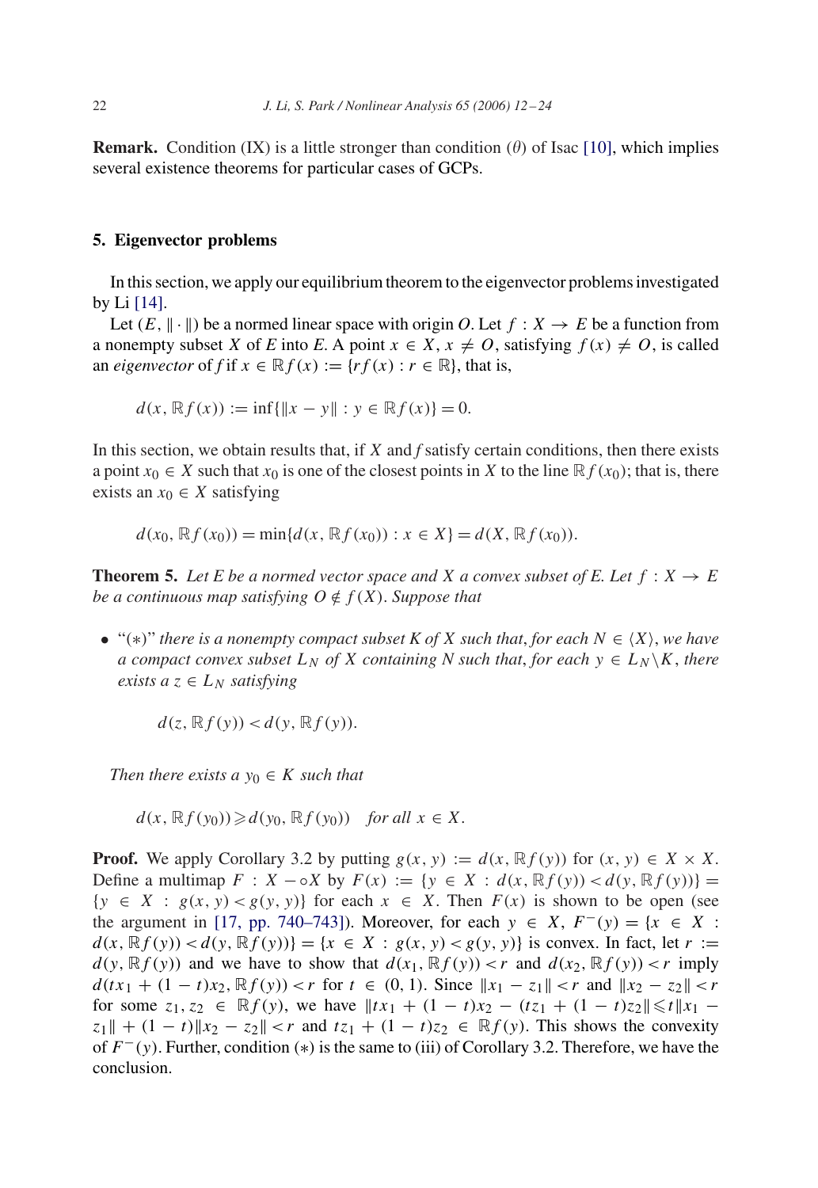**Remark.** Condition (IX) is a little stronger than condition ($\theta$) of Isac [10], which implies several existence theorems for particular cases of GCPs.

## 5. Eigenvector problems

In this section, we apply our equilibrium theorem to the eigenvector problems investigated by Li [14].

Let $(E, \|\cdot\|)$ be a normed linear space with origin $O$. Let $f : X \to E$ be a function from a nonempty subset $X$ of $E$ into $E$. A point $x \in X$, $x \neq O$, satisfying $f(x) \neq O$, is called an *eigenvector* of $f$ if $x \in \mathbb{R}f(x) := \{rf(x) : r \in \mathbb{R}\}$, that is,

$$d(x, \mathbb{R}f(x)) := \inf\{\|x - y\| : y \in \mathbb{R}f(x)\} = 0.$$

In this section, we obtain results that, if $X$ and $f$ satisfy certain conditions, then there exists a point $x_0 \in X$ such that $x_0$ is one of the closest points in $X$ to the line $\mathbb{R}f(x_0)$; that is, there exists an $x_0 \in X$ satisfying

$$d(x_0, \mathbb{R}f(x_0)) = \min\{d(x, \mathbb{R}f(x_0)) : x \in X\} = d(X, \mathbb{R}f(x_0)).$$

**Theorem 5.** *Let $E$ be a normed vector space and $X$ a convex subset of $E$. Let $f : X \to E$ be a continuous map satisfying $O \notin f(X)$. Suppose that*

- "$(*)$" *there is a nonempty compact subset $K$ of $X$ such that, for each $N \in \langle X \rangle$, we have a compact convex subset $L_N$ of $X$ containing $N$ such that, for each $y \in L_N \backslash K$, there exists a $z \in L_N$ satisfying*

$$d(z, \mathbb{R}f(y)) < d(y, \mathbb{R}f(y)).$$

*Then there exists a $y_0 \in K$ such that*

$$d(x, \mathbb{R}f(y_0)) \geqslant d(y_0, \mathbb{R}f(y_0)) \quad \textit{for all } x \in X.$$

**Proof.** We apply Corollary 3.2 by putting $g(x, y) := d(x, \mathbb{R}f(y))$ for $(x, y) \in X \times X$. Define a multimap $F : X \multimap X$ by $F(x) := \{y \in X : d(x, \mathbb{R}f(y)) < d(y, \mathbb{R}f(y))\} = \{y \in X : g(x, y) < g(y, y)\}$ for each $x \in X$. Then $F(x)$ is shown to be open (see the argument in [17, pp. 740–743]). Moreover, for each $y \in X$, $F^{-}(y) = \{x \in X : d(x, \mathbb{R}f(y)) < d(y, \mathbb{R}f(y))\} = \{x \in X : g(x, y) < g(y, y)\}$ is convex. In fact, let $r := d(y, \mathbb{R}f(y))$ and we have to show that $d(x_1, \mathbb{R}f(y)) < r$ and $d(x_2, \mathbb{R}f(y)) < r$ imply $d(tx_1 + (1 - t)x_2, \mathbb{R}f(y)) < r$ for $t \in (0, 1)$. Since $\|x_1 - z_1\| < r$ and $\|x_2 - z_2\| < r$ for some $z_1, z_2 \in \mathbb{R}f(y)$, we have $\|tx_1 + (1 - t)x_2 - (tz_1 + (1 - t)z_2\| \leqslant t\|x_1 - z_1\| + (1 - t)\|x_2 - z_2\| < r$ and $tz_1 + (1 - t)z_2 \in \mathbb{R}f(y)$. This shows the convexity of $F^{-}(y)$. Further, condition $(*)$ is the same to (iii) of Corollary 3.2. Therefore, we have the conclusion.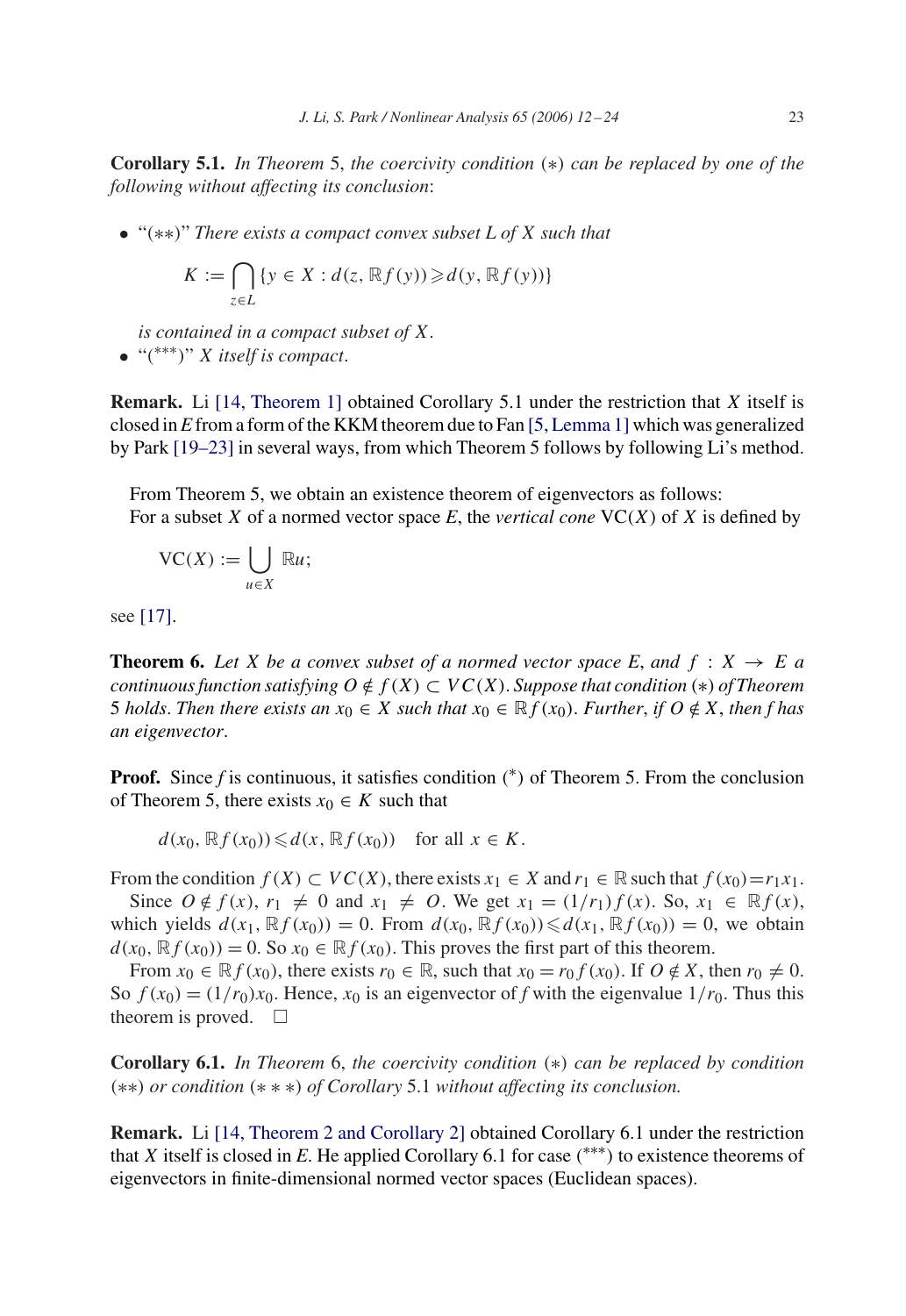**Corollary 5.1.** *In Theorem* 5, *the coercivity condition* $(*)$ *can be replaced by one of the following without affecting its conclusion*:

- "$(**)$" *There exists a compact convex subset $L$ of $X$ such that*

$$K := \bigcap_{z \in L} \{y \in X : d(z, \mathbb{R}f(y)) \geqslant d(y, \mathbb{R}f(y))\}$$

  *is contained in a compact subset of $X$.*
- "$(^{***})$" *$X$ itself is compact.*

**Remark.** Li [14, Theorem 1] obtained Corollary 5.1 under the restriction that $X$ itself is closed in $E$ from a form of the KKM theorem due to Fan [5, Lemma 1] which was generalized by Park [19–23] in several ways, from which Theorem 5 follows by following Li's method.

From Theorem 5, we obtain an existence theorem of eigenvectors as follows:
For a subset $X$ of a normed vector space $E$, the *vertical cone* $\mathrm{VC}(X)$ of $X$ is defined by

$$\mathrm{VC}(X) := \bigcup_{u \in X} \mathbb{R}u;$$

see [17].

**Theorem 6.** *Let $X$ be a convex subset of a normed vector space $E$, and $f : X \to E$ a continuous function satisfying $O \notin f(X) \subset VC(X)$. Suppose that condition $(*)$ of Theorem 5 holds. Then there exists an $x_0 \in X$ such that $x_0 \in \mathbb{R}f(x_0)$. Further, if $O \notin X$, then $f$ has an eigenvector.*

**Proof.** Since $f$ is continuous, it satisfies condition $(^*)$ of Theorem 5. From the conclusion of Theorem 5, there exists $x_0 \in K$ such that

$$d(x_0, \mathbb{R}f(x_0)) \leqslant d(x, \mathbb{R}f(x_0)) \quad \text{for all } x \in K.$$

From the condition $f(X) \subset VC(X)$, there exists $x_1 \in X$ and $r_1 \in \mathbb{R}$ such that $f(x_0) = r_1 x_1$.

Since $O \notin f(x)$, $r_1 \neq 0$ and $x_1 \neq O$. We get $x_1 = (1/r_1)f(x)$. So, $x_1 \in \mathbb{R}f(x)$, which yields $d(x_1, \mathbb{R}f(x_0)) = 0$. From $d(x_0, \mathbb{R}f(x_0)) \leqslant d(x_1, \mathbb{R}f(x_0)) = 0$, we obtain $d(x_0, \mathbb{R}f(x_0)) = 0$. So $x_0 \in \mathbb{R}f(x_0)$. This proves the first part of this theorem.

From $x_0 \in \mathbb{R}f(x_0)$, there exists $r_0 \in \mathbb{R}$, such that $x_0 = r_0 f(x_0)$. If $O \notin X$, then $r_0 \neq 0$. So $f(x_0) = (1/r_0)x_0$. Hence, $x_0$ is an eigenvector of $f$ with the eigenvalue $1/r_0$. Thus this theorem is proved. □

**Corollary 6.1.** *In Theorem* 6, *the coercivity condition* $(*)$ *can be replaced by condition* $(**)$ *or condition* $(***)$ *of Corollary* 5.1 *without affecting its conclusion.*

**Remark.** Li [14, Theorem 2 and Corollary 2] obtained Corollary 6.1 under the restriction that $X$ itself is closed in $E$. He applied Corollary 6.1 for case $(^{***})$ to existence theorems of eigenvectors in finite-dimensional normed vector spaces (Euclidean spaces).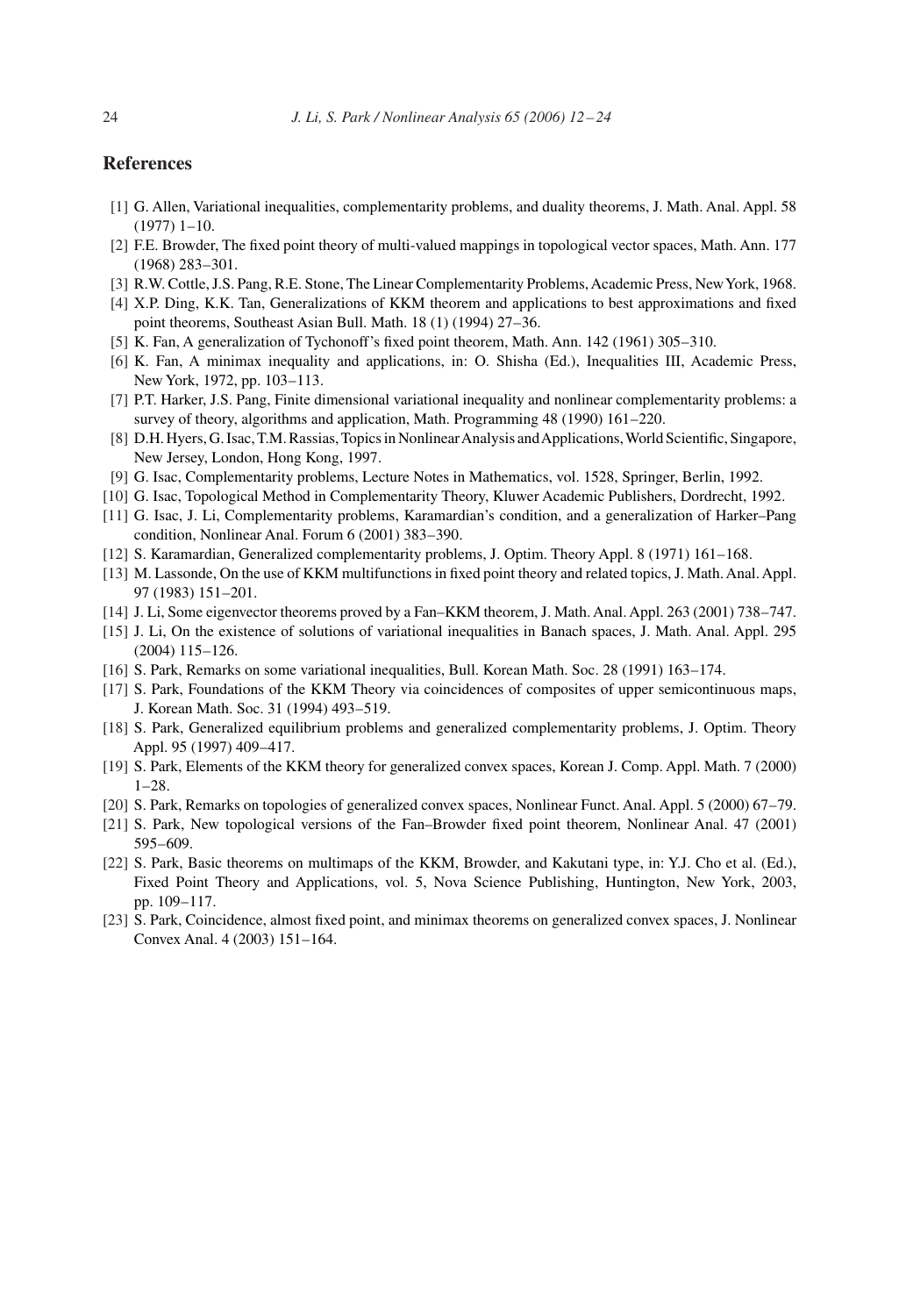## References

[1] G. Allen, Variational inequalities, complementarity problems, and duality theorems, J. Math. Anal. Appl. 58 (1977) 1–10.

[2] F.E. Browder, The fixed point theory of multi-valued mappings in topological vector spaces, Math. Ann. 177 (1968) 283–301.

[3] R.W. Cottle, J.S. Pang, R.E. Stone, The Linear Complementarity Problems, Academic Press, New York, 1968.

[4] X.P. Ding, K.K. Tan, Generalizations of KKM theorem and applications to best approximations and fixed point theorems, Southeast Asian Bull. Math. 18 (1) (1994) 27–36.

[5] K. Fan, A generalization of Tychonoff's fixed point theorem, Math. Ann. 142 (1961) 305–310.

[6] K. Fan, A minimax inequality and applications, in: O. Shisha (Ed.), Inequalities III, Academic Press, New York, 1972, pp. 103–113.

[7] P.T. Harker, J.S. Pang, Finite dimensional variational inequality and nonlinear complementarity problems: a survey of theory, algorithms and application, Math. Programming 48 (1990) 161–220.

[8] D.H. Hyers, G. Isac, T.M. Rassias, Topics in Nonlinear Analysis and Applications, World Scientific, Singapore, New Jersey, London, Hong Kong, 1997.

[9] G. Isac, Complementarity problems, Lecture Notes in Mathematics, vol. 1528, Springer, Berlin, 1992.

[10] G. Isac, Topological Method in Complementarity Theory, Kluwer Academic Publishers, Dordrecht, 1992.

[11] G. Isac, J. Li, Complementarity problems, Karamardian's condition, and a generalization of Harker–Pang condition, Nonlinear Anal. Forum 6 (2001) 383–390.

[12] S. Karamardian, Generalized complementarity problems, J. Optim. Theory Appl. 8 (1971) 161–168.

[13] M. Lassonde, On the use of KKM multifunctions in fixed point theory and related topics, J. Math. Anal. Appl. 97 (1983) 151–201.

[14] J. Li, Some eigenvector theorems proved by a Fan–KKM theorem, J. Math. Anal. Appl. 263 (2001) 738–747.

[15] J. Li, On the existence of solutions of variational inequalities in Banach spaces, J. Math. Anal. Appl. 295 (2004) 115–126.

[16] S. Park, Remarks on some variational inequalities, Bull. Korean Math. Soc. 28 (1991) 163–174.

[17] S. Park, Foundations of the KKM Theory via coincidences of composites of upper semicontinuous maps, J. Korean Math. Soc. 31 (1994) 493–519.

[18] S. Park, Generalized equilibrium problems and generalized complementarity problems, J. Optim. Theory Appl. 95 (1997) 409–417.

[19] S. Park, Elements of the KKM theory for generalized convex spaces, Korean J. Comp. Appl. Math. 7 (2000) 1–28.

[20] S. Park, Remarks on topologies of generalized convex spaces, Nonlinear Funct. Anal. Appl. 5 (2000) 67–79.

[21] S. Park, New topological versions of the Fan–Browder fixed point theorem, Nonlinear Anal. 47 (2001) 595–609.

[22] S. Park, Basic theorems on multimaps of the KKM, Browder, and Kakutani type, in: Y.J. Cho et al. (Ed.), Fixed Point Theory and Applications, vol. 5, Nova Science Publishing, Huntington, New York, 2003, pp. 109–117.

[23] S. Park, Coincidence, almost fixed point, and minimax theorems on generalized convex spaces, J. Nonlinear Convex Anal. 4 (2003) 151–164.